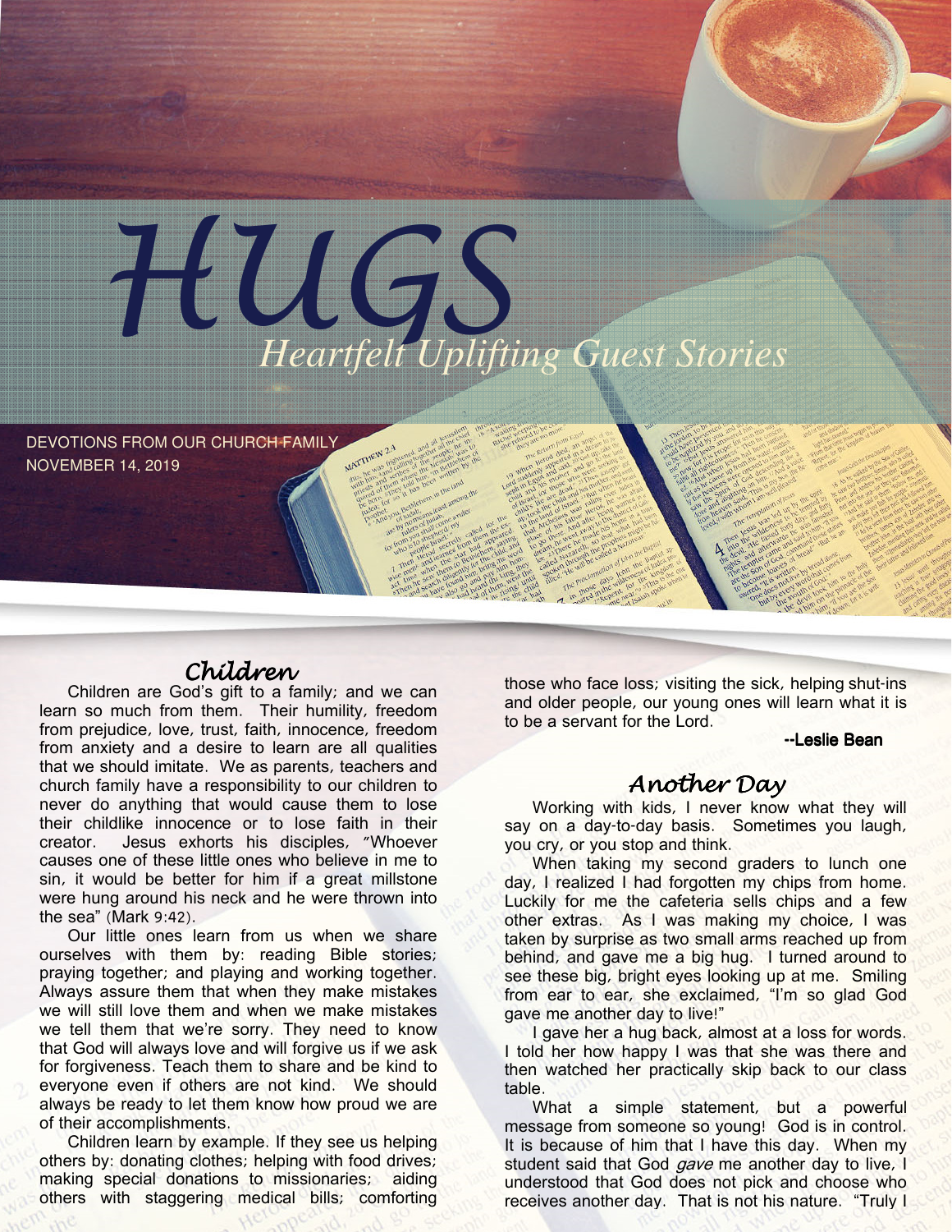# HUGS

*Heartfelt Uplifting Guest Stories*

DEVOTIONS FROM OUR CHURCH FAMILY
NOVEMBER 14, 2019

## Children

Children are God's gift to a family; and we can learn so much from them. Their humility, freedom from prejudice, love, trust, faith, innocence, freedom from anxiety and a desire to learn are all qualities that we should imitate. We as parents, teachers and church family have a responsibility to our children to never do anything that would cause them to lose their childlike innocence or to lose faith in their creator. Jesus exhorts his disciples, "Whoever causes one of these little ones who believe in me to sin, it would be better for him if a great millstone were hung around his neck and he were thrown into the sea" (Mark 9:42).

Our little ones learn from us when we share ourselves with them by: reading Bible stories; praying together; and playing and working together. Always assure them that when they make mistakes we will still love them and when we make mistakes we tell them that we're sorry. They need to know that God will always love and will forgive us if we ask for forgiveness. Teach them to share and be kind to everyone even if others are not kind. We should always be ready to let them know how proud we are of their accomplishments.

Children learn by example. If they see us helping others by: donating clothes; helping with food drives; making special donations to missionaries; aiding others with staggering medical bills; comforting those who face loss; visiting the sick, helping shut-ins and older people, our young ones will learn what it is to be a servant for the Lord.

**--Leslie Bean**

## Another Day

Working with kids, I never know what they will say on a day-to-day basis. Sometimes you laugh, you cry, or you stop and think.

When taking my second graders to lunch one day, I realized I had forgotten my chips from home. Luckily for me the cafeteria sells chips and a few other extras. As I was making my choice, I was taken by surprise as two small arms reached up from behind, and gave me a big hug. I turned around to see these big, bright eyes looking up at me. Smiling from ear to ear, she exclaimed, "I'm so glad God gave me another day to live!"

I gave her a hug back, almost at a loss for words. I told her how happy I was that she was there and then watched her practically skip back to our class table.

What a simple statement, but a powerful message from someone so young! God is in control. It is because of him that I have this day. When my student said that God *gave* me another day to live, I understood that God does not pick and choose who receives another day. That is not his nature. "Truly I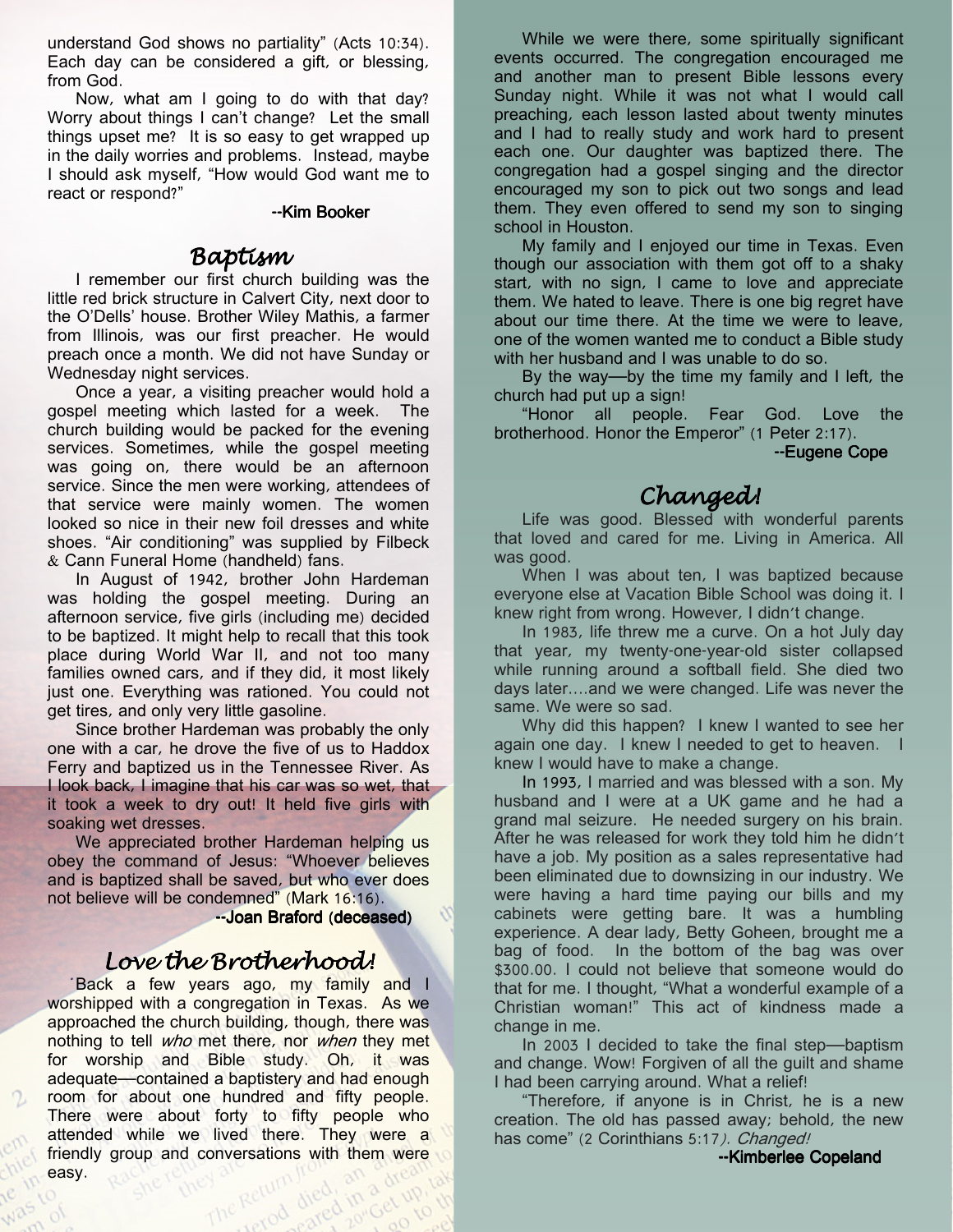understand God shows no partiality" (Acts 10:34). Each day can be considered a gift, or blessing, from God.

Now, what am I going to do with that day? Worry about things I can't change? Let the small things upset me? It is so easy to get wrapped up in the daily worries and problems. Instead, maybe I should ask myself, "How would God want me to react or respond?"

--Kim Booker

## *Baptism*

I remember our first church building was the little red brick structure in Calvert City, next door to the O'Dells' house. Brother Wiley Mathis, a farmer from Illinois, was our first preacher. He would preach once a month. We did not have Sunday or Wednesday night services.

Once a year, a visiting preacher would hold a gospel meeting which lasted for a week. The church building would be packed for the evening services. Sometimes, while the gospel meeting was going on, there would be an afternoon service. Since the men were working, attendees of that service were mainly women. The women looked so nice in their new foil dresses and white shoes. "Air conditioning" was supplied by Filbeck & Cann Funeral Home (handheld) fans.

In August of 1942, brother John Hardeman was holding the gospel meeting. During an afternoon service, five girls (including me) decided to be baptized. It might help to recall that this took place during World War II, and not too many families owned cars, and if they did, it most likely just one. Everything was rationed. You could not get tires, and only very little gasoline.

Since brother Hardeman was probably the only one with a car, he drove the five of us to Haddox Ferry and baptized us in the Tennessee River. As I look back, I imagine that his car was so wet, that it took a week to dry out! It held five girls with soaking wet dresses.

We appreciated brother Hardeman helping us obey the command of Jesus: "Whoever believes and is baptized shall be saved, but who ever does not believe will be condemned" (Mark 16:16).

--Joan Braford (deceased)

## *Love the Brotherhood!*

Back a few years ago, my family and I worshipped with a congregation in Texas. As we approached the church building, though, there was nothing to tell *who* met there, nor *when* they met for worship and Bible study. Oh, it was adequate—contained a baptistery and had enough room for about one hundred and fifty people. There were about forty to fifty people who attended while we lived there. They were a friendly group and conversations with them were easy.

While we were there, some spiritually significant events occurred. The congregation encouraged me and another man to present Bible lessons every Sunday night. While it was not what I would call preaching, each lesson lasted about twenty minutes and I had to really study and work hard to present each one. Our daughter was baptized there. The congregation had a gospel singing and the director encouraged my son to pick out two songs and lead them. They even offered to send my son to singing school in Houston.

My family and I enjoyed our time in Texas. Even though our association with them got off to a shaky start, with no sign, I came to love and appreciate them. We hated to leave. There is one big regret have about our time there. At the time we were to leave, one of the women wanted me to conduct a Bible study with her husband and I was unable to do so.

By the way—by the time my family and I left, the church had put up a sign!

"Honor all people. Fear God. Love the brotherhood. Honor the Emperor" (1 Peter 2:17).

--Eugene Cope

## *Changed!*

Life was good. Blessed with wonderful parents that loved and cared for me. Living in America. All was good.

When I was about ten, I was baptized because everyone else at Vacation Bible School was doing it. I knew right from wrong. However, I didn't change.

In 1983, life threw me a curve. On a hot July day that year, my twenty-one-year-old sister collapsed while running around a softball field. She died two days later….and we were changed. Life was never the same. We were so sad.

Why did this happen? I knew I wanted to see her again one day. I knew I needed to get to heaven. I knew I would have to make a change.

In 1993, I married and was blessed with a son. My husband and I were at a UK game and he had a grand mal seizure. He needed surgery on his brain. After he was released for work they told him he didn't have a job. My position as a sales representative had been eliminated due to downsizing in our industry. We were having a hard time paying our bills and my cabinets were getting bare. It was a humbling experience. A dear lady, Betty Goheen, brought me a bag of food. In the bottom of the bag was over $300.00. I could not believe that someone would do that for me. I thought, "What a wonderful example of a Christian woman!" This act of kindness made a change in me.

In 2003 I decided to take the final step—baptism and change. Wow! Forgiven of all the guilt and shame I had been carrying around. What a relief!

"Therefore, if anyone is in Christ, he is a new creation. The old has passed away; behold, the new has come" (2 Corinthians 5:17*). Changed!*

--Kimberlee Copeland